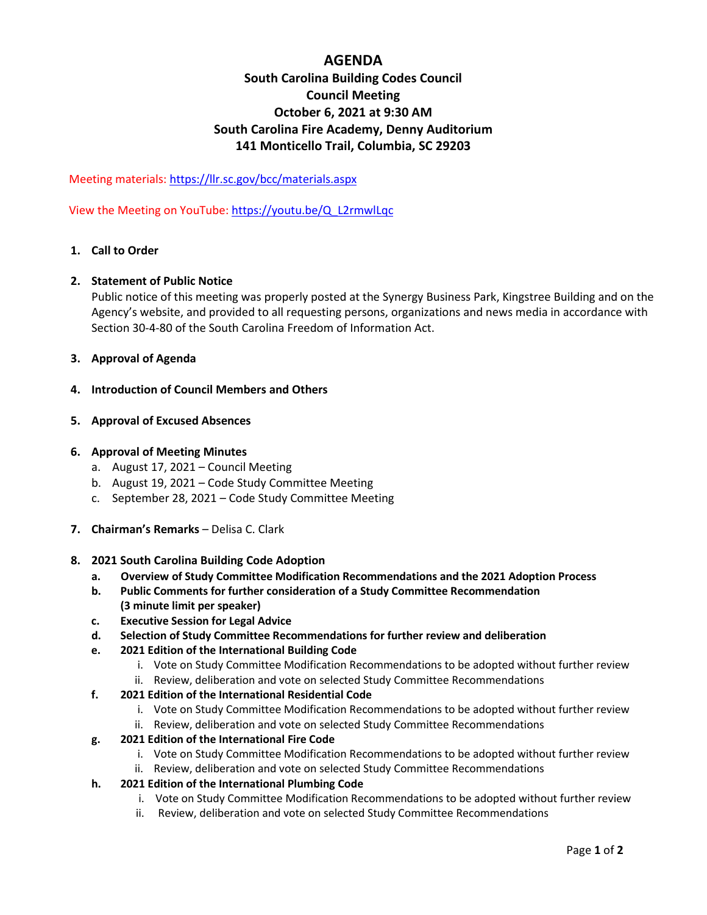# AGENDA

## South Carolina Building Codes Council
## Council Meeting
## October 6, 2021 at 9:30 AM
## South Carolina Fire Academy, Denny Auditorium
## 141 Monticello Trail, Columbia, SC 29203

Meeting materials: https://llr.sc.gov/bcc/materials.aspx

View the Meeting on YouTube: https://youtu.be/Q_L2rmwlLqc

1. **Call to Order**

2. **Statement of Public Notice**
   Public notice of this meeting was properly posted at the Synergy Business Park, Kingstree Building and on the Agency's website, and provided to all requesting persons, organizations and news media in accordance with Section 30-4-80 of the South Carolina Freedom of Information Act.

3. **Approval of Agenda**

4. **Introduction of Council Members and Others**

5. **Approval of Excused Absences**

6. **Approval of Meeting Minutes**
   a. August 17, 2021 – Council Meeting
   b. August 19, 2021 – Code Study Committee Meeting
   c. September 28, 2021 – Code Study Committee Meeting

7. **Chairman's Remarks** – Delisa C. Clark

8. **2021 South Carolina Building Code Adoption**
   a. **Overview of Study Committee Modification Recommendations and the 2021 Adoption Process**
   b. **Public Comments for further consideration of a Study Committee Recommendation (3 minute limit per speaker)**
   c. **Executive Session for Legal Advice**
   d. **Selection of Study Committee Recommendations for further review and deliberation**
   e. **2021 Edition of the International Building Code**
      i. Vote on Study Committee Modification Recommendations to be adopted without further review
      ii. Review, deliberation and vote on selected Study Committee Recommendations
   f. **2021 Edition of the International Residential Code**
      i. Vote on Study Committee Modification Recommendations to be adopted without further review
      ii. Review, deliberation and vote on selected Study Committee Recommendations
   g. **2021 Edition of the International Fire Code**
      i. Vote on Study Committee Modification Recommendations to be adopted without further review
      ii. Review, deliberation and vote on selected Study Committee Recommendations
   h. **2021 Edition of the International Plumbing Code**
      i. Vote on Study Committee Modification Recommendations to be adopted without further review
      ii. Review, deliberation and vote on selected Study Committee Recommendations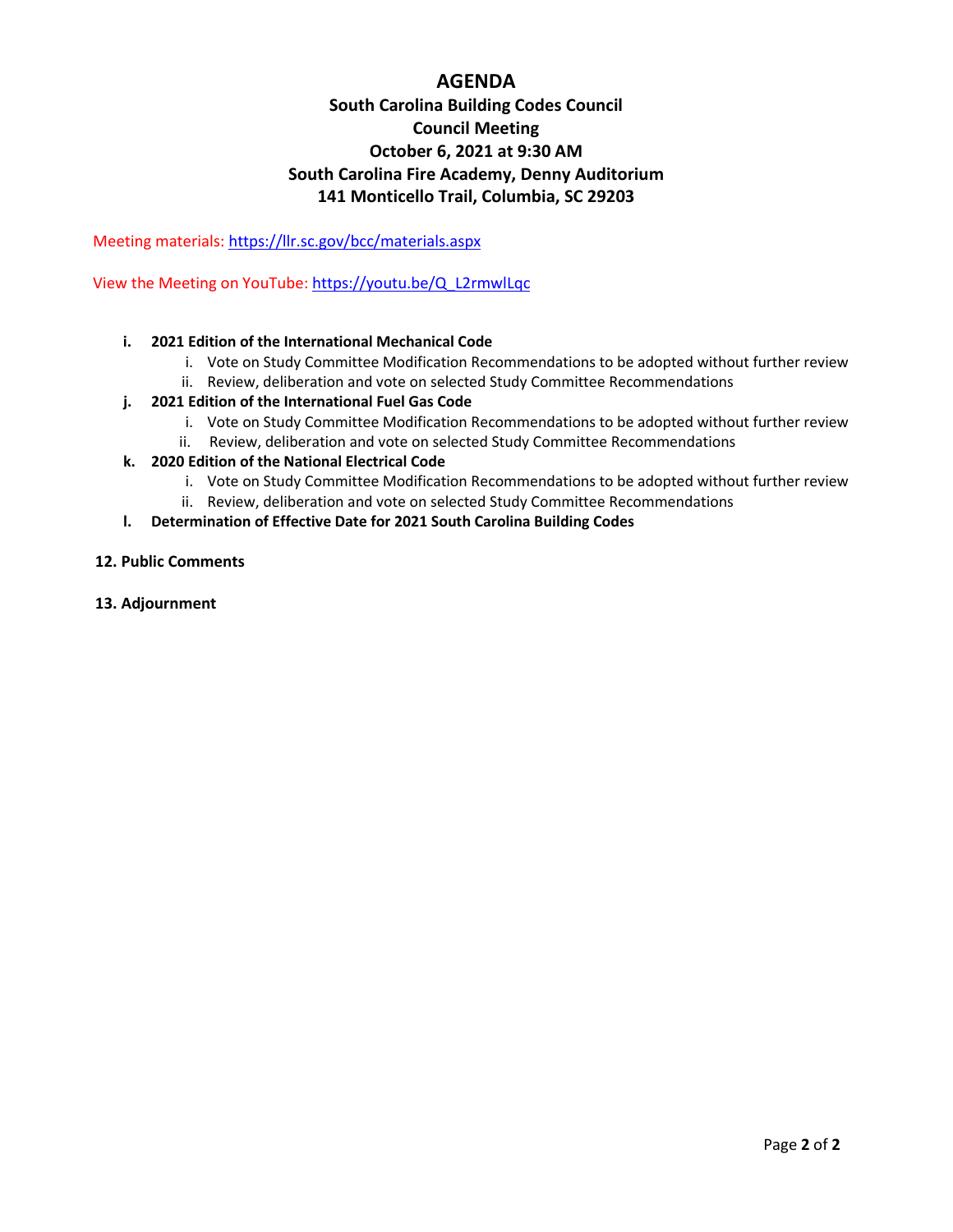# AGENDA

## South Carolina Building Codes Council
## Council Meeting
## October 6, 2021 at 9:30 AM
## South Carolina Fire Academy, Denny Auditorium
## 141 Monticello Trail, Columbia, SC 29203

Meeting materials: https://llr.sc.gov/bcc/materials.aspx

View the Meeting on YouTube: https://youtu.be/Q_L2rmwlLqc

- **i. 2021 Edition of the International Mechanical Code**
  - i. Vote on Study Committee Modification Recommendations to be adopted without further review
  - ii. Review, deliberation and vote on selected Study Committee Recommendations
- **j. 2021 Edition of the International Fuel Gas Code**
  - i. Vote on Study Committee Modification Recommendations to be adopted without further review
  - ii. Review, deliberation and vote on selected Study Committee Recommendations
- **k. 2020 Edition of the National Electrical Code**
  - i. Vote on Study Committee Modification Recommendations to be adopted without further review
  - ii. Review, deliberation and vote on selected Study Committee Recommendations
- **l. Determination of Effective Date for 2021 South Carolina Building Codes**

**12. Public Comments**

**13. Adjournment**